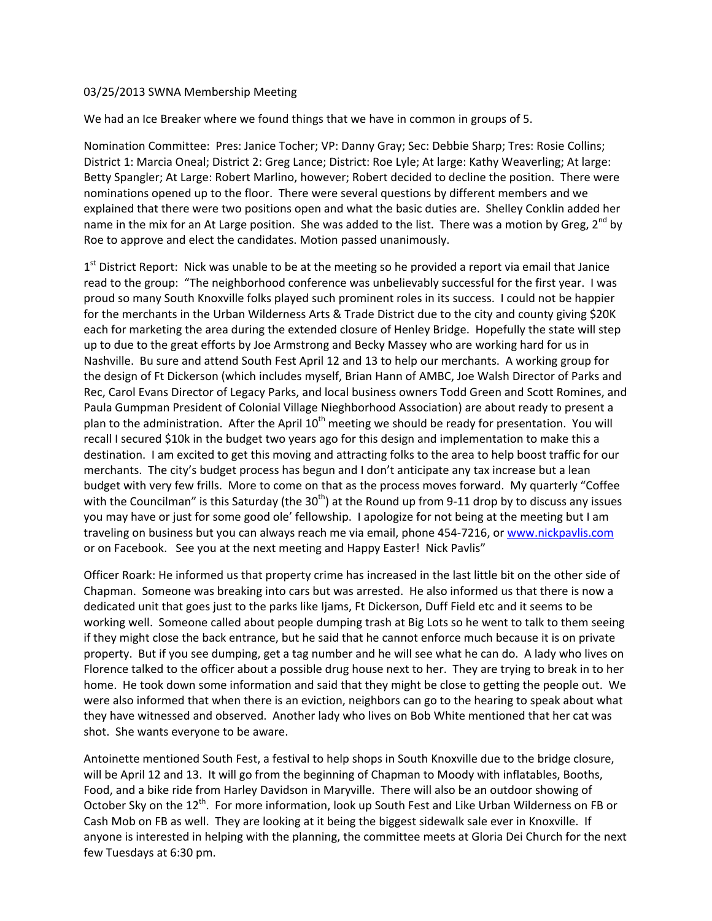03/25/2013 SWNA Membership Meeting

We had an Ice Breaker where we found things that we have in common in groups of 5.

Nomination Committee: Pres: Janice Tocher; VP: Danny Gray; Sec: Debbie Sharp; Tres: Rosie Collins; District 1: Marcia Oneal; District 2: Greg Lance; District: Roe Lyle; At large: Kathy Weaverling; At large: Betty Spangler; At Large: Robert Marlino, however; Robert decided to decline the position. There were nominations opened up to the floor. There were several questions by different members and we explained that there were two positions open and what the basic duties are. Shelley Conklin added her name in the mix for an At Large position. She was added to the list. There was a motion by Greg, 2nd by Roe to approve and elect the candidates. Motion passed unanimously.

1st District Report: Nick was unable to be at the meeting so he provided a report via email that Janice read to the group: "The neighborhood conference was unbelievably successful for the first year. I was proud so many South Knoxville folks played such prominent roles in its success. I could not be happier for the merchants in the Urban Wilderness Arts & Trade District due to the city and county giving $20K each for marketing the area during the extended closure of Henley Bridge. Hopefully the state will step up to due to the great efforts by Joe Armstrong and Becky Massey who are working hard for us in Nashville. Bu sure and attend South Fest April 12 and 13 to help our merchants. A working group for the design of Ft Dickerson (which includes myself, Brian Hann of AMBC, Joe Walsh Director of Parks and Rec, Carol Evans Director of Legacy Parks, and local business owners Todd Green and Scott Romines, and Paula Gumpman President of Colonial Village Nieghborhood Association) are about ready to present a plan to the administration. After the April 10th meeting we should be ready for presentation. You will recall I secured $10k in the budget two years ago for this design and implementation to make this a destination. I am excited to get this moving and attracting folks to the area to help boost traffic for our merchants. The city's budget process has begun and I don't anticipate any tax increase but a lean budget with very few frills. More to come on that as the process moves forward. My quarterly "Coffee with the Councilman" is this Saturday (the 30th) at the Round up from 9-11 drop by to discuss any issues you may have or just for some good ole' fellowship. I apologize for not being at the meeting but I am traveling on business but you can always reach me via email, phone 454-7216, or www.nickpavlis.com or on Facebook. See you at the next meeting and Happy Easter! Nick Pavlis"

Officer Roark: He informed us that property crime has increased in the last little bit on the other side of Chapman. Someone was breaking into cars but was arrested. He also informed us that there is now a dedicated unit that goes just to the parks like Ijams, Ft Dickerson, Duff Field etc and it seems to be working well. Someone called about people dumping trash at Big Lots so he went to talk to them seeing if they might close the back entrance, but he said that he cannot enforce much because it is on private property. But if you see dumping, get a tag number and he will see what he can do. A lady who lives on Florence talked to the officer about a possible drug house next to her. They are trying to break in to her home. He took down some information and said that they might be close to getting the people out. We were also informed that when there is an eviction, neighbors can go to the hearing to speak about what they have witnessed and observed. Another lady who lives on Bob White mentioned that her cat was shot. She wants everyone to be aware.

Antoinette mentioned South Fest, a festival to help shops in South Knoxville due to the bridge closure, will be April 12 and 13. It will go from the beginning of Chapman to Moody with inflatables, Booths, Food, and a bike ride from Harley Davidson in Maryville. There will also be an outdoor showing of October Sky on the 12th. For more information, look up South Fest and Like Urban Wilderness on FB or Cash Mob on FB as well. They are looking at it being the biggest sidewalk sale ever in Knoxville. If anyone is interested in helping with the planning, the committee meets at Gloria Dei Church for the next few Tuesdays at 6:30 pm.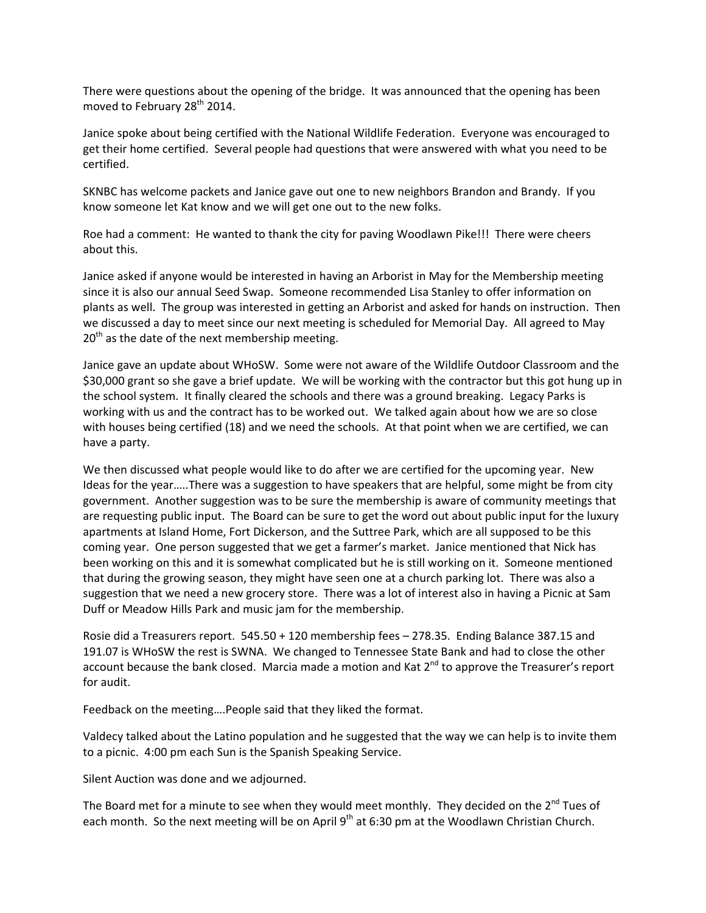There were questions about the opening of the bridge. It was announced that the opening has been moved to February 28th 2014.

Janice spoke about being certified with the National Wildlife Federation. Everyone was encouraged to get their home certified. Several people had questions that were answered with what you need to be certified.

SKNBC has welcome packets and Janice gave out one to new neighbors Brandon and Brandy. If you know someone let Kat know and we will get one out to the new folks.

Roe had a comment: He wanted to thank the city for paving Woodlawn Pike!!! There were cheers about this.

Janice asked if anyone would be interested in having an Arborist in May for the Membership meeting since it is also our annual Seed Swap. Someone recommended Lisa Stanley to offer information on plants as well. The group was interested in getting an Arborist and asked for hands on instruction. Then we discussed a day to meet since our next meeting is scheduled for Memorial Day. All agreed to May 20th as the date of the next membership meeting.

Janice gave an update about WHoSW. Some were not aware of the Wildlife Outdoor Classroom and the $30,000 grant so she gave a brief update. We will be working with the contractor but this got hung up in the school system. It finally cleared the schools and there was a ground breaking. Legacy Parks is working with us and the contract has to be worked out. We talked again about how we are so close with houses being certified (18) and we need the schools. At that point when we are certified, we can have a party.

We then discussed what people would like to do after we are certified for the upcoming year. New Ideas for the year…..There was a suggestion to have speakers that are helpful, some might be from city government. Another suggestion was to be sure the membership is aware of community meetings that are requesting public input. The Board can be sure to get the word out about public input for the luxury apartments at Island Home, Fort Dickerson, and the Suttree Park, which are all supposed to be this coming year. One person suggested that we get a farmer's market. Janice mentioned that Nick has been working on this and it is somewhat complicated but he is still working on it. Someone mentioned that during the growing season, they might have seen one at a church parking lot. There was also a suggestion that we need a new grocery store. There was a lot of interest also in having a Picnic at Sam Duff or Meadow Hills Park and music jam for the membership.

Rosie did a Treasurers report. 545.50 + 120 membership fees – 278.35. Ending Balance 387.15 and 191.07 is WHoSW the rest is SWNA. We changed to Tennessee State Bank and had to close the other account because the bank closed. Marcia made a motion and Kat 2nd to approve the Treasurer's report for audit.

Feedback on the meeting….People said that they liked the format.

Valdecy talked about the Latino population and he suggested that the way we can help is to invite them to a picnic. 4:00 pm each Sun is the Spanish Speaking Service.

Silent Auction was done and we adjourned.

The Board met for a minute to see when they would meet monthly. They decided on the 2nd Tues of each month. So the next meeting will be on April 9th at 6:30 pm at the Woodlawn Christian Church.